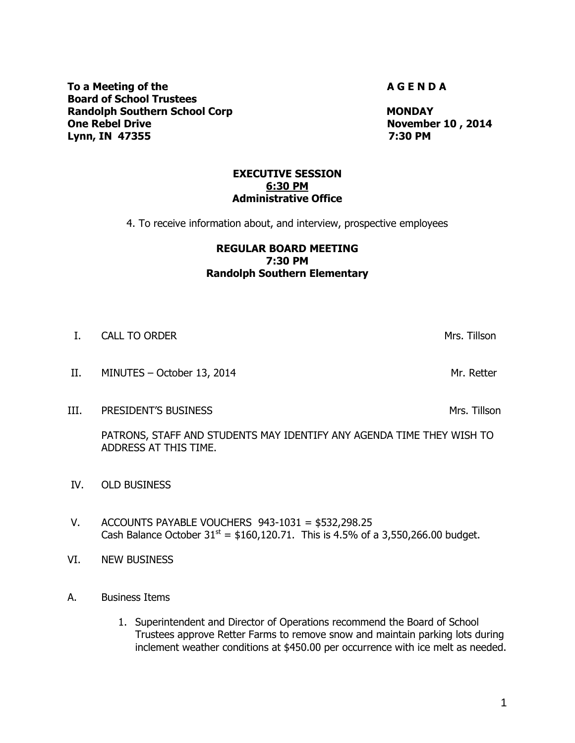**To a Meeting of the**
**Board of School Trustees**
**Randolph Southern School Corp**
**One Rebel Drive**
**Lynn, IN 47355**

**A G E N D A**

**MONDAY**
**November 10 , 2014**
**7:30 PM**

**EXECUTIVE SESSION**
**6:30 PM**
**Administrative Office**

4. To receive information about, and interview, prospective employees

**REGULAR BOARD MEETING**
**7:30 PM**
**Randolph Southern Elementary**

I. CALL TO ORDER — Mrs. Tillson

II. MINUTES – October 13, 2014 — Mr. Retter

III. PRESIDENT'S BUSINESS — Mrs. Tillson

PATRONS, STAFF AND STUDENTS MAY IDENTIFY ANY AGENDA TIME THEY WISH TO ADDRESS AT THIS TIME.

IV. OLD BUSINESS

V. ACCOUNTS PAYABLE VOUCHERS 943-1031 = $532,298.25
Cash Balance October 31st = $160,120.71. This is 4.5% of a 3,550,266.00 budget.

VI. NEW BUSINESS

A. Business Items

1. Superintendent and Director of Operations recommend the Board of School Trustees approve Retter Farms to remove snow and maintain parking lots during inclement weather conditions at $450.00 per occurrence with ice melt as needed.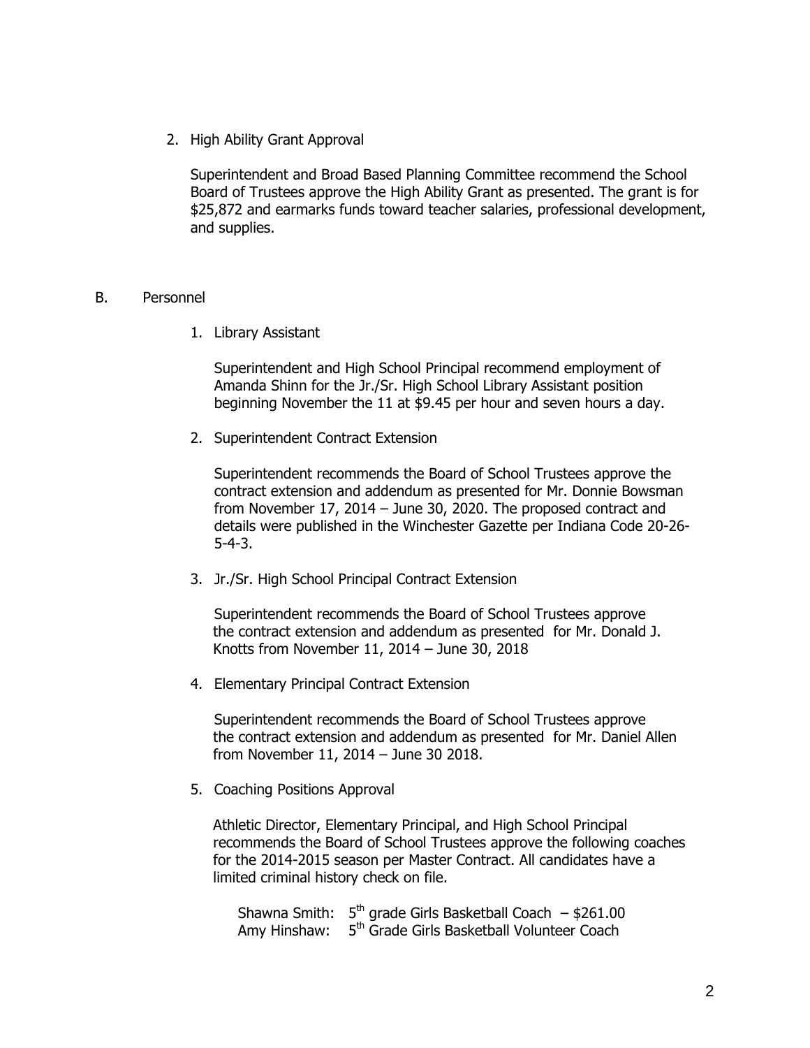2. High Ability Grant Approval

   Superintendent and Broad Based Planning Committee recommend the School Board of Trustees approve the High Ability Grant as presented. The grant is for $25,872 and earmarks funds toward teacher salaries, professional development, and supplies.

B. Personnel

1. Library Assistant

   Superintendent and High School Principal recommend employment of Amanda Shinn for the Jr./Sr. High School Library Assistant position beginning November the 11 at $9.45 per hour and seven hours a day.

2. Superintendent Contract Extension

   Superintendent recommends the Board of School Trustees approve the contract extension and addendum as presented for Mr. Donnie Bowsman from November 17, 2014 – June 30, 2020. The proposed contract and details were published in the Winchester Gazette per Indiana Code 20-26-5-4-3.

3. Jr./Sr. High School Principal Contract Extension

   Superintendent recommends the Board of School Trustees approve the contract extension and addendum as presented for Mr. Donald J. Knotts from November 11, 2014 – June 30, 2018

4. Elementary Principal Contract Extension

   Superintendent recommends the Board of School Trustees approve the contract extension and addendum as presented for Mr. Daniel Allen from November 11, 2014 – June 30 2018.

5. Coaching Positions Approval

   Athletic Director, Elementary Principal, and High School Principal recommends the Board of School Trustees approve the following coaches for the 2014-2015 season per Master Contract. All candidates have a limited criminal history check on file.

   Shawna Smith: 5th grade Girls Basketball Coach – $261.00
   Amy Hinshaw: 5th Grade Girls Basketball Volunteer Coach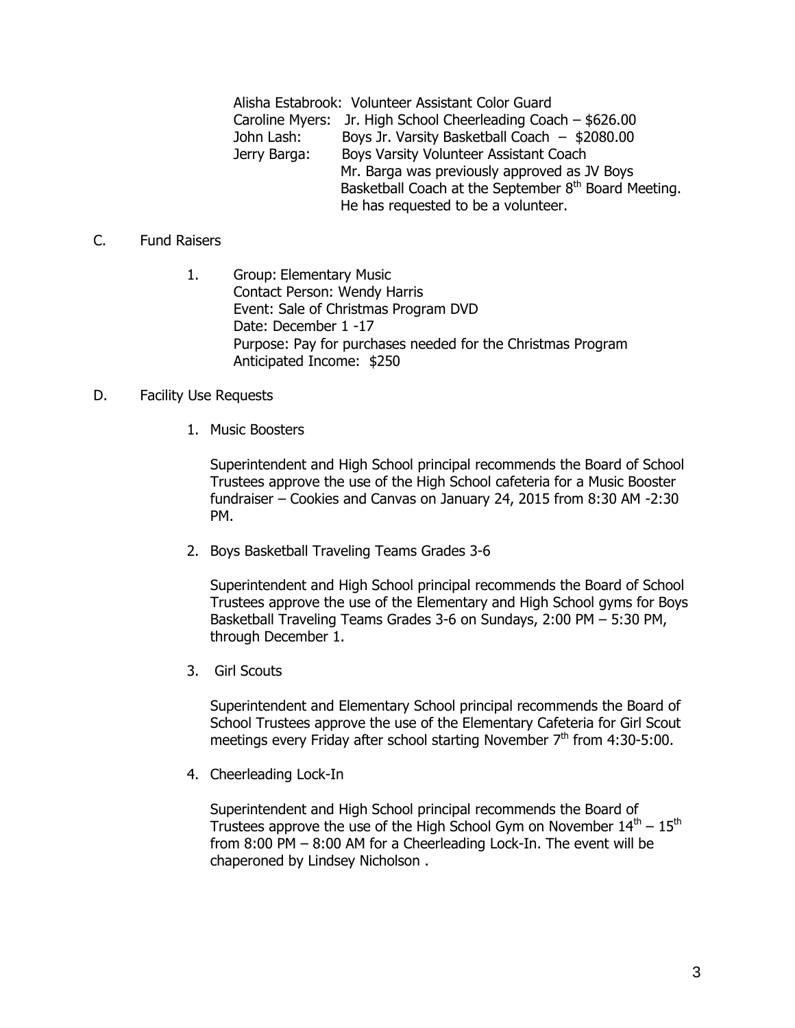Alisha Estabrook: Volunteer Assistant Color Guard
Caroline Myers: Jr. High School Cheerleading Coach – $626.00
John Lash: Boys Jr. Varsity Basketball Coach – $2080.00
Jerry Barga: Boys Varsity Volunteer Assistant Coach
Mr. Barga was previously approved as JV Boys Basketball Coach at the September 8th Board Meeting. He has requested to be a volunteer.

C. Fund Raisers

1. Group: Elementary Music
   Contact Person: Wendy Harris
   Event: Sale of Christmas Program DVD
   Date: December 1 -17
   Purpose: Pay for purchases needed for the Christmas Program
   Anticipated Income: $250

D. Facility Use Requests

1. Music Boosters

   Superintendent and High School principal recommends the Board of School Trustees approve the use of the High School cafeteria for a Music Booster fundraiser – Cookies and Canvas on January 24, 2015 from 8:30 AM -2:30 PM.

2. Boys Basketball Traveling Teams Grades 3-6

   Superintendent and High School principal recommends the Board of School Trustees approve the use of the Elementary and High School gyms for Boys Basketball Traveling Teams Grades 3-6 on Sundays, 2:00 PM – 5:30 PM, through December 1.

3. Girl Scouts

   Superintendent and Elementary School principal recommends the Board of School Trustees approve the use of the Elementary Cafeteria for Girl Scout meetings every Friday after school starting November 7th from 4:30-5:00.

4. Cheerleading Lock-In

   Superintendent and High School principal recommends the Board of Trustees approve the use of the High School Gym on November 14th – 15th from 8:00 PM – 8:00 AM for a Cheerleading Lock-In. The event will be chaperoned by Lindsey Nicholson .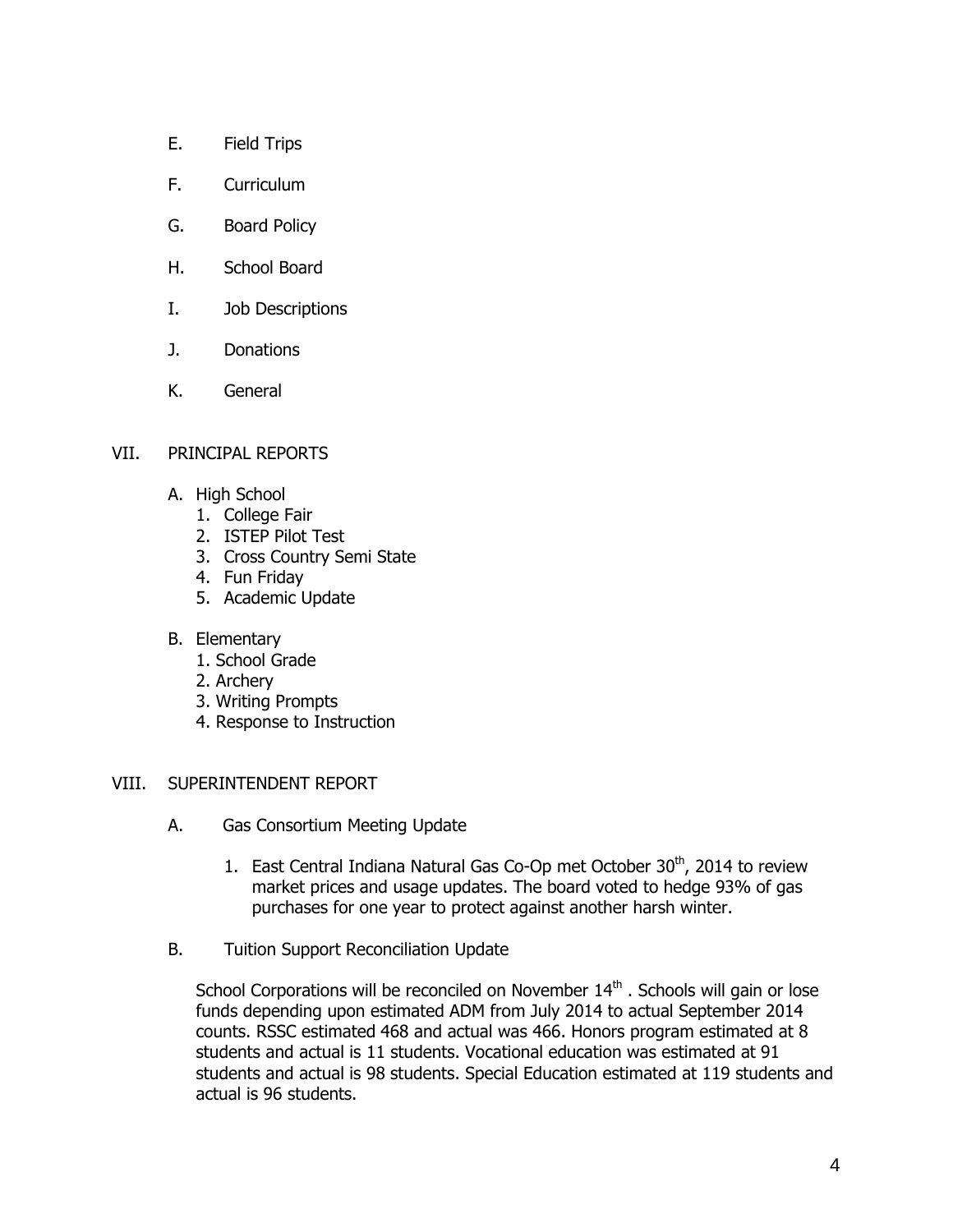E. Field Trips

F. Curriculum

G. Board Policy

H. School Board

I. Job Descriptions

J. Donations

K. General

VII. PRINCIPAL REPORTS

A. High School
1. College Fair
2. ISTEP Pilot Test
3. Cross Country Semi State
4. Fun Friday
5. Academic Update

B. Elementary
1. School Grade
2. Archery
3. Writing Prompts
4. Response to Instruction

VIII. SUPERINTENDENT REPORT

A. Gas Consortium Meeting Update

1. East Central Indiana Natural Gas Co-Op met October 30th, 2014 to review market prices and usage updates. The board voted to hedge 93% of gas purchases for one year to protect against another harsh winter.

B. Tuition Support Reconciliation Update

School Corporations will be reconciled on November 14th . Schools will gain or lose funds depending upon estimated ADM from July 2014 to actual September 2014 counts. RSSC estimated 468 and actual was 466. Honors program estimated at 8 students and actual is 11 students. Vocational education was estimated at 91 students and actual is 98 students. Special Education estimated at 119 students and actual is 96 students.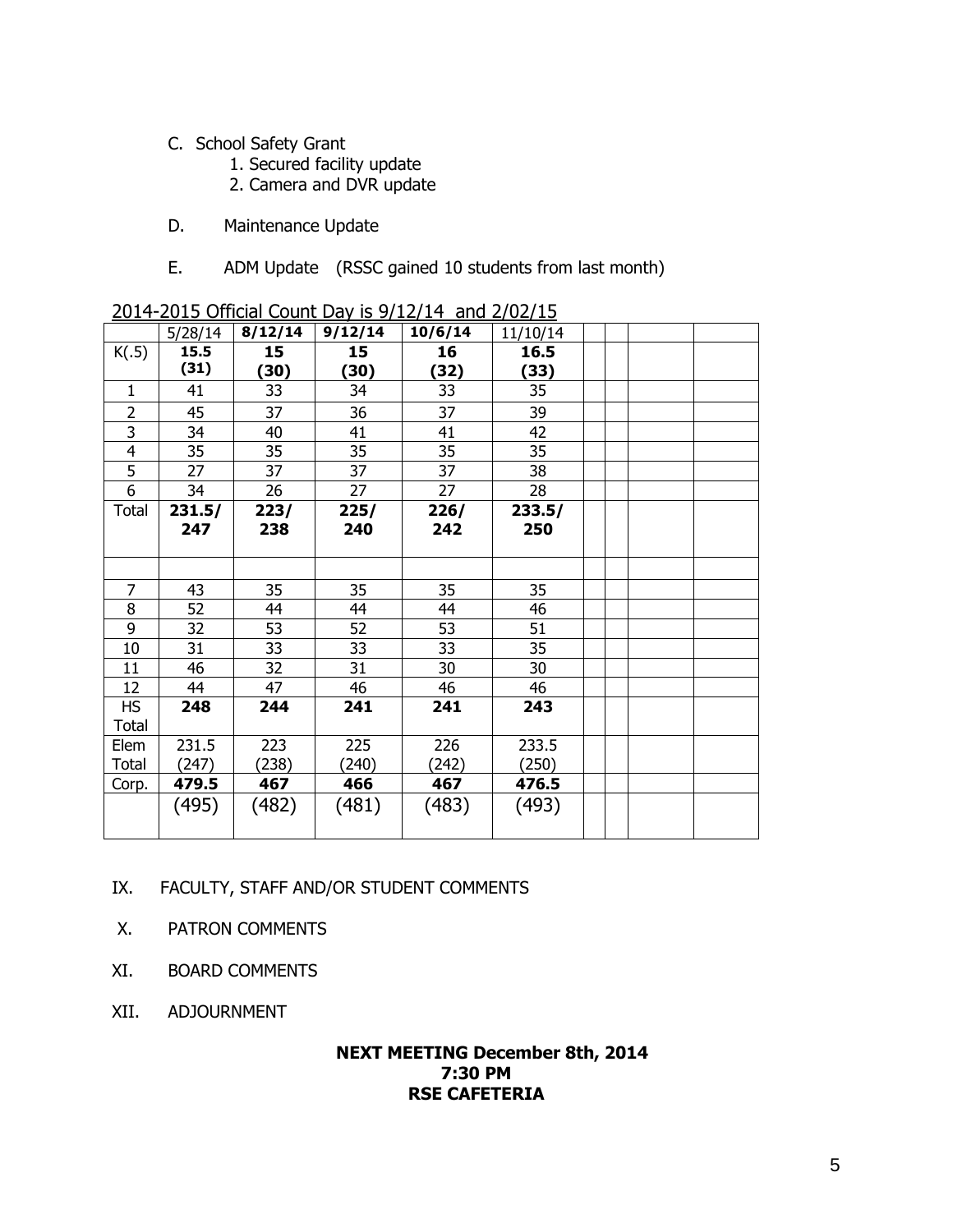C. School Safety Grant
   1. Secured facility update
   2. Camera and DVR update

D. Maintenance Update

E. ADM Update (RSSC gained 10 students from last month)

2014-2015 Official Count Day is 9/12/14 and 2/02/15

| | 5/28/14 | **8/12/14** | **9/12/14** | **10/6/14** | 11/10/14 | | | | |
|---|---|---|---|---|---|---|---|---|---|
| K(.5) | **15.5 (31)** | **15 (30)** | **15 (30)** | **16 (32)** | **16.5 (33)** | | | | |
| 1 | 41 | 33 | 34 | 33 | 35 | | | | |
| 2 | 45 | 37 | 36 | 37 | 39 | | | | |
| 3 | 34 | 40 | 41 | 41 | 42 | | | | |
| 4 | 35 | 35 | 35 | 35 | 35 | | | | |
| 5 | 27 | 37 | 37 | 37 | 38 | | | | |
| 6 | 34 | 26 | 27 | 27 | 28 | | | | |
| Total | **231.5/ 247** | **223/ 238** | **225/ 240** | **226/ 242** | **233.5/ 250** | | | | |
| | | | | | | | | | |
| 7 | 43 | 35 | 35 | 35 | 35 | | | | |
| 8 | 52 | 44 | 44 | 44 | 46 | | | | |
| 9 | 32 | 53 | 52 | 53 | 51 | | | | |
| 10 | 31 | 33 | 33 | 33 | 35 | | | | |
| 11 | 46 | 32 | 31 | 30 | 30 | | | | |
| 12 | 44 | 47 | 46 | 46 | 46 | | | | |
| HS Total | **248** | **244** | **241** | **241** | **243** | | | | |
| Elem Total | 231.5 (247) | 223 (238) | 225 (240) | 226 (242) | 233.5 (250) | | | | |
| Corp. | **479.5** | **467** | **466** | **467** | **476.5** | | | | |
| | (495) | (482) | (481) | (483) | (493) | | | | |

IX. FACULTY, STAFF AND/OR STUDENT COMMENTS

X. PATRON COMMENTS

XI. BOARD COMMENTS

XII. ADJOURNMENT

**NEXT MEETING December 8th, 2014**
**7:30 PM**
**RSE CAFETERIA**